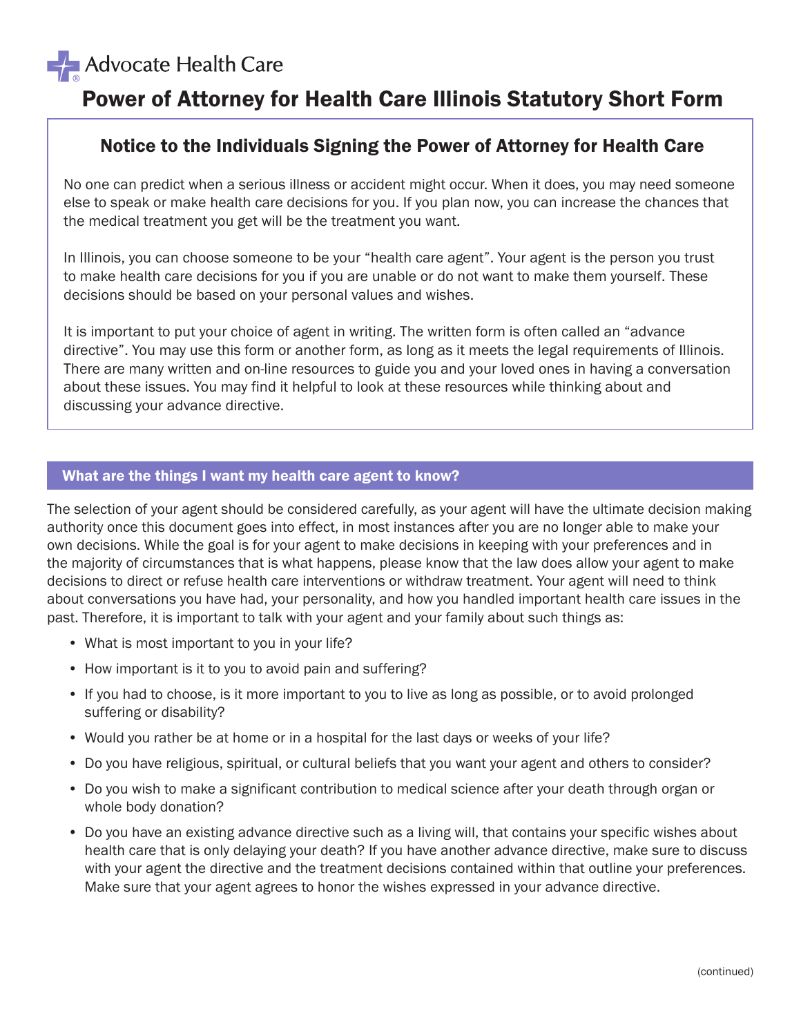Advocate Health Care

# Power of Attorney for Health Care Illinois Statutory Short Form

## Notice to the Individuals Signing the Power of Attorney for Health Care

No one can predict when a serious illness or accident might occur. When it does, you may need someone else to speak or make health care decisions for you. If you plan now, you can increase the chances that the medical treatment you get will be the treatment you want.

In Illinois, you can choose someone to be your "health care agent". Your agent is the person you trust to make health care decisions for you if you are unable or do not want to make them yourself. These decisions should be based on your personal values and wishes.

It is important to put your choice of agent in writing. The written form is often called an "advance directive". You may use this form or another form, as long as it meets the legal requirements of Illinois. There are many written and on-line resources to guide you and your loved ones in having a conversation about these issues. You may find it helpful to look at these resources while thinking about and discussing your advance directive.

### What are the things I want my health care agent to know?

The selection of your agent should be considered carefully, as your agent will have the ultimate decision making authority once this document goes into effect, in most instances after you are no longer able to make your own decisions. While the goal is for your agent to make decisions in keeping with your preferences and in the majority of circumstances that is what happens, please know that the law does allow your agent to make decisions to direct or refuse health care interventions or withdraw treatment. Your agent will need to think about conversations you have had, your personality, and how you handled important health care issues in the past. Therefore, it is important to talk with your agent and your family about such things as:

- What is most important to you in your life?
- How important is it to you to avoid pain and suffering?
- If you had to choose, is it more important to you to live as long as possible, or to avoid prolonged suffering or disability?
- Would you rather be at home or in a hospital for the last days or weeks of your life?
- Do you have religious, spiritual, or cultural beliefs that you want your agent and others to consider?
- Do you wish to make a significant contribution to medical science after your death through organ or whole body donation?
- Do you have an existing advance directive such as a living will, that contains your specific wishes about health care that is only delaying your death? If you have another advance directive, make sure to discuss with your agent the directive and the treatment decisions contained within that outline your preferences. Make sure that your agent agrees to honor the wishes expressed in your advance directive.

(continued)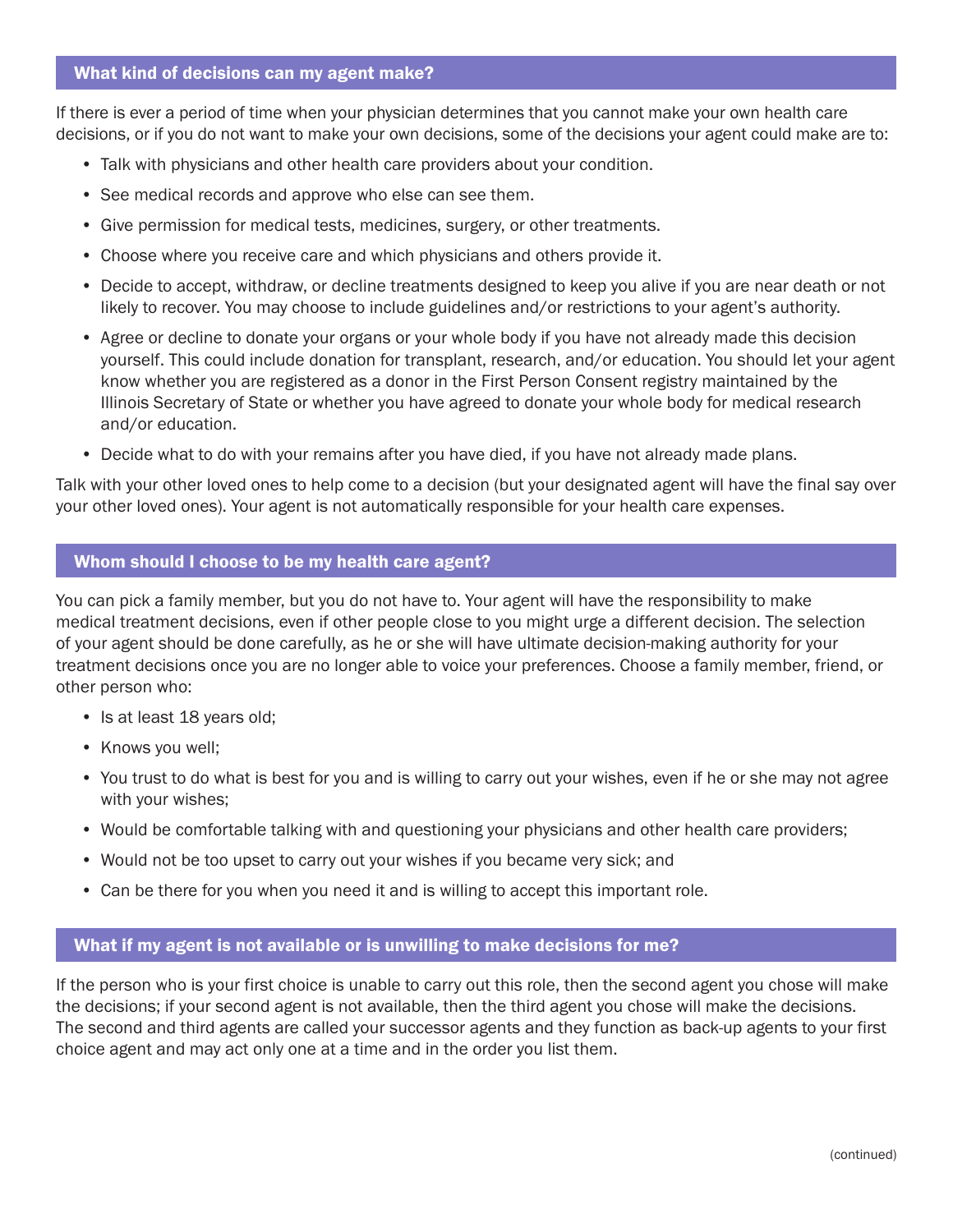## What kind of decisions can my agent make?

If there is ever a period of time when your physician determines that you cannot make your own health care decisions, or if you do not want to make your own decisions, some of the decisions your agent could make are to:

- Talk with physicians and other health care providers about your condition.
- See medical records and approve who else can see them.
- Give permission for medical tests, medicines, surgery, or other treatments.
- Choose where you receive care and which physicians and others provide it.
- Decide to accept, withdraw, or decline treatments designed to keep you alive if you are near death or not likely to recover. You may choose to include guidelines and/or restrictions to your agent's authority.
- Agree or decline to donate your organs or your whole body if you have not already made this decision yourself. This could include donation for transplant, research, and/or education. You should let your agent know whether you are registered as a donor in the First Person Consent registry maintained by the Illinois Secretary of State or whether you have agreed to donate your whole body for medical research and/or education.
- Decide what to do with your remains after you have died, if you have not already made plans.

Talk with your other loved ones to help come to a decision (but your designated agent will have the final say over your other loved ones). Your agent is not automatically responsible for your health care expenses.

## Whom should I choose to be my health care agent?

You can pick a family member, but you do not have to. Your agent will have the responsibility to make medical treatment decisions, even if other people close to you might urge a different decision. The selection of your agent should be done carefully, as he or she will have ultimate decision-making authority for your treatment decisions once you are no longer able to voice your preferences. Choose a family member, friend, or other person who:

- Is at least 18 years old;
- Knows you well;
- You trust to do what is best for you and is willing to carry out your wishes, even if he or she may not agree with your wishes;
- Would be comfortable talking with and questioning your physicians and other health care providers;
- Would not be too upset to carry out your wishes if you became very sick; and
- Can be there for you when you need it and is willing to accept this important role.

## What if my agent is not available or is unwilling to make decisions for me?

If the person who is your first choice is unable to carry out this role, then the second agent you chose will make the decisions; if your second agent is not available, then the third agent you chose will make the decisions. The second and third agents are called your successor agents and they function as back-up agents to your first choice agent and may act only one at a time and in the order you list them.

(continued)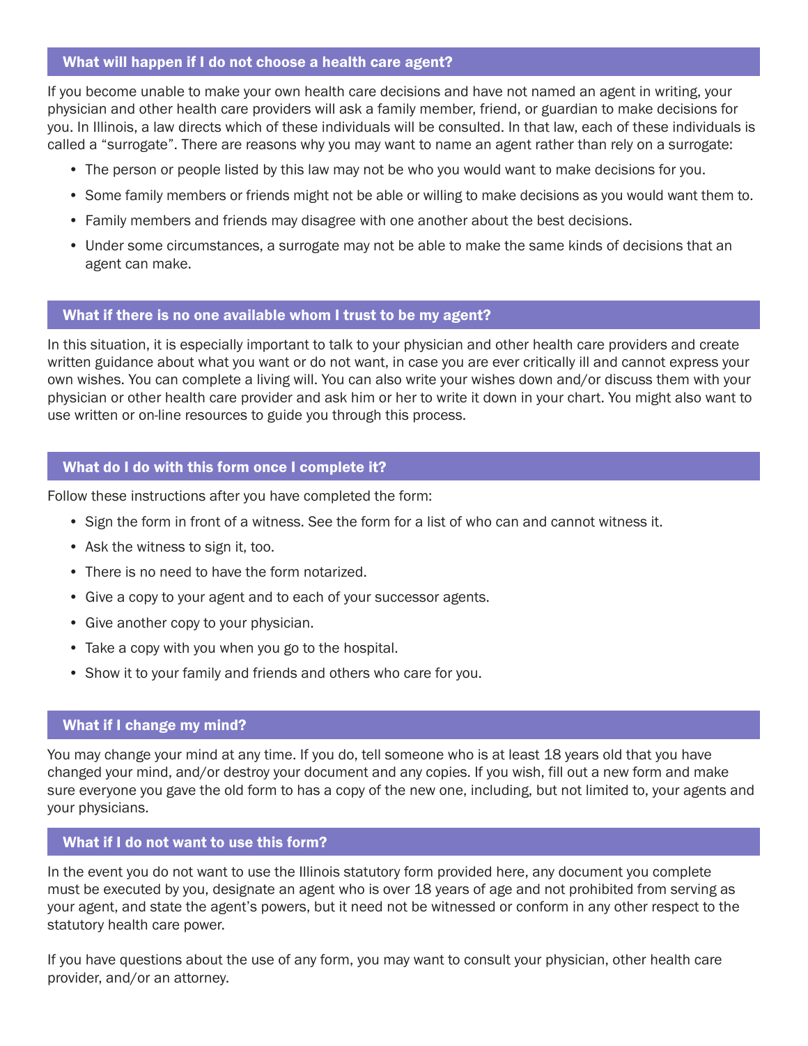## What will happen if I do not choose a health care agent?

If you become unable to make your own health care decisions and have not named an agent in writing, your physician and other health care providers will ask a family member, friend, or guardian to make decisions for you. In Illinois, a law directs which of these individuals will be consulted. In that law, each of these individuals is called a "surrogate". There are reasons why you may want to name an agent rather than rely on a surrogate:

- The person or people listed by this law may not be who you would want to make decisions for you.
- Some family members or friends might not be able or willing to make decisions as you would want them to.
- Family members and friends may disagree with one another about the best decisions.
- Under some circumstances, a surrogate may not be able to make the same kinds of decisions that an agent can make.

## What if there is no one available whom I trust to be my agent?

In this situation, it is especially important to talk to your physician and other health care providers and create written guidance about what you want or do not want, in case you are ever critically ill and cannot express your own wishes. You can complete a living will. You can also write your wishes down and/or discuss them with your physician or other health care provider and ask him or her to write it down in your chart. You might also want to use written or on-line resources to guide you through this process.

## What do I do with this form once I complete it?

Follow these instructions after you have completed the form:

- Sign the form in front of a witness. See the form for a list of who can and cannot witness it.
- Ask the witness to sign it, too.
- There is no need to have the form notarized.
- Give a copy to your agent and to each of your successor agents.
- Give another copy to your physician.
- Take a copy with you when you go to the hospital.
- Show it to your family and friends and others who care for you.

## What if I change my mind?

You may change your mind at any time. If you do, tell someone who is at least 18 years old that you have changed your mind, and/or destroy your document and any copies. If you wish, fill out a new form and make sure everyone you gave the old form to has a copy of the new one, including, but not limited to, your agents and your physicians.

## What if I do not want to use this form?

In the event you do not want to use the Illinois statutory form provided here, any document you complete must be executed by you, designate an agent who is over 18 years of age and not prohibited from serving as your agent, and state the agent's powers, but it need not be witnessed or conform in any other respect to the statutory health care power.

If you have questions about the use of any form, you may want to consult your physician, other health care provider, and/or an attorney.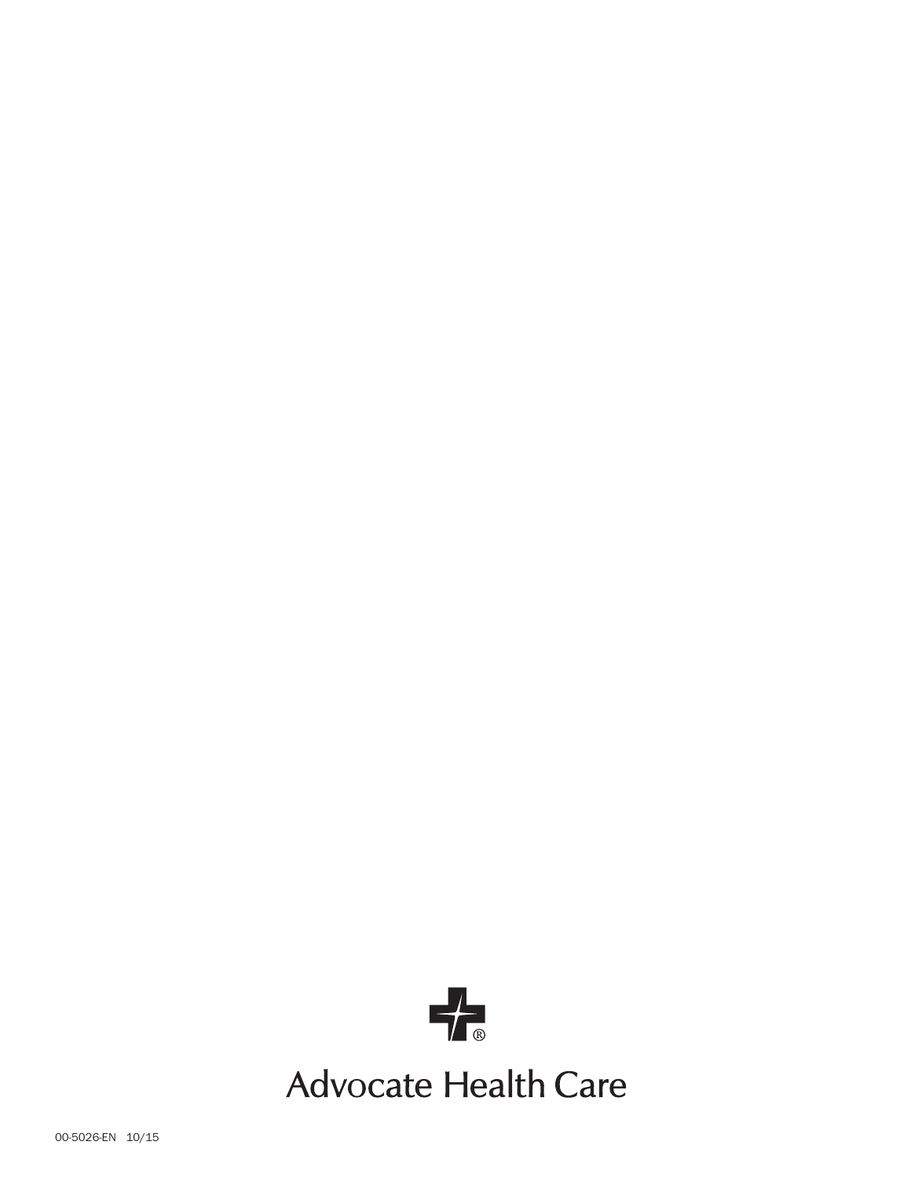Advocate Health Care

00-5026-EN 10/15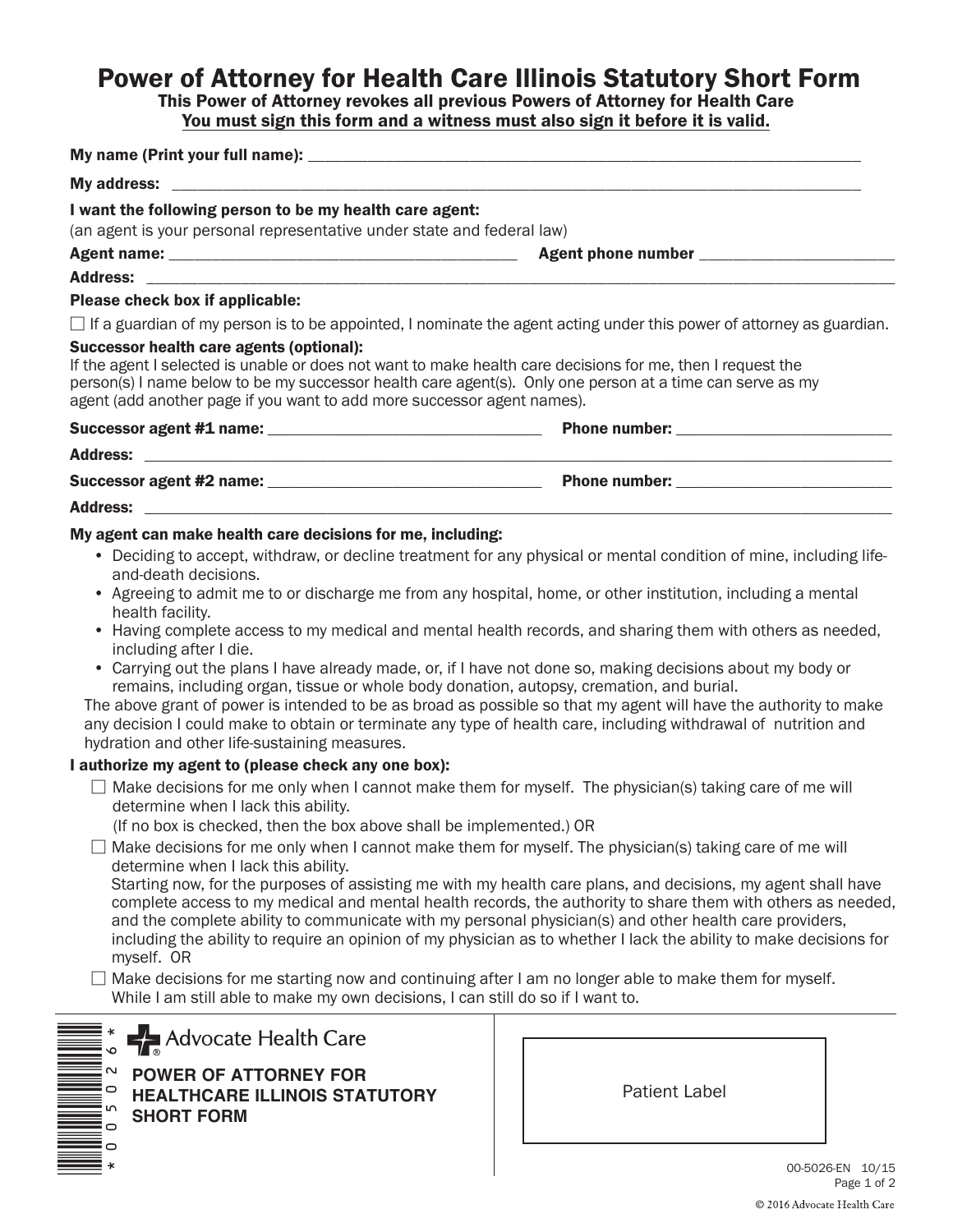# Power of Attorney for Health Care Illinois Statutory Short Form

**This Power of Attorney revokes all previous Powers of Attorney for Health Care**

**You must sign this form and a witness must also sign it before it is valid.**

**My name (Print your full name):** ____________________________________________

**My address:** ____________________________________________

**I want the following person to be my health care agent:**
(an agent is your personal representative under state and federal law)

**Agent name:** ______________________________ **Agent phone number** ____________________

**Address:** ____________________________________________

**Please check box if applicable:**

☐ If a guardian of my person is to be appointed, I nominate the agent acting under this power of attorney as guardian.

**Successor health care agents (optional):**
If the agent I selected is unable or does not want to make health care decisions for me, then I request the person(s) I name below to be my successor health care agent(s). Only one person at a time can serve as my agent (add another page if you want to add more successor agent names).

**Successor agent #1 name:** ______________________________ **Phone number:** ____________________

**Address:** ____________________________________________

**Successor agent #2 name:** ______________________________ **Phone number:** ____________________

**Address:** ____________________________________________

**My agent can make health care decisions for me, including:**

- Deciding to accept, withdraw, or decline treatment for any physical or mental condition of mine, including life-and-death decisions.
- Agreeing to admit me to or discharge me from any hospital, home, or other institution, including a mental health facility.
- Having complete access to my medical and mental health records, and sharing them with others as needed, including after I die.
- Carrying out the plans I have already made, or, if I have not done so, making decisions about my body or remains, including organ, tissue or whole body donation, autopsy, cremation, and burial.

The above grant of power is intended to be as broad as possible so that my agent will have the authority to make any decision I could make to obtain or terminate any type of health care, including withdrawal of nutrition and hydration and other life-sustaining measures.

**I authorize my agent to (please check any one box):**

☐ Make decisions for me only when I cannot make them for myself. The physician(s) taking care of me will determine when I lack this ability.
(If no box is checked, then the box above shall be implemented.) OR

☐ Make decisions for me only when I cannot make them for myself. The physician(s) taking care of me will determine when I lack this ability.
Starting now, for the purposes of assisting me with my health care plans, and decisions, my agent shall have complete access to my medical and mental health records, the authority to share them with others as needed, and the complete ability to communicate with my personal physician(s) and other health care providers, including the ability to require an opinion of my physician as to whether I lack the ability to make decisions for myself. OR

☐ Make decisions for me starting now and continuing after I am no longer able to make them for myself. While I am still able to make my own decisions, I can still do so if I want to.

\*0050026\*

Advocate Health Care

**POWER OF ATTORNEY FOR HEALTHCARE ILLINOIS STATUTORY SHORT FORM**

Patient Label

00-5026-EN 10/15

© 2016 Advocate Health Care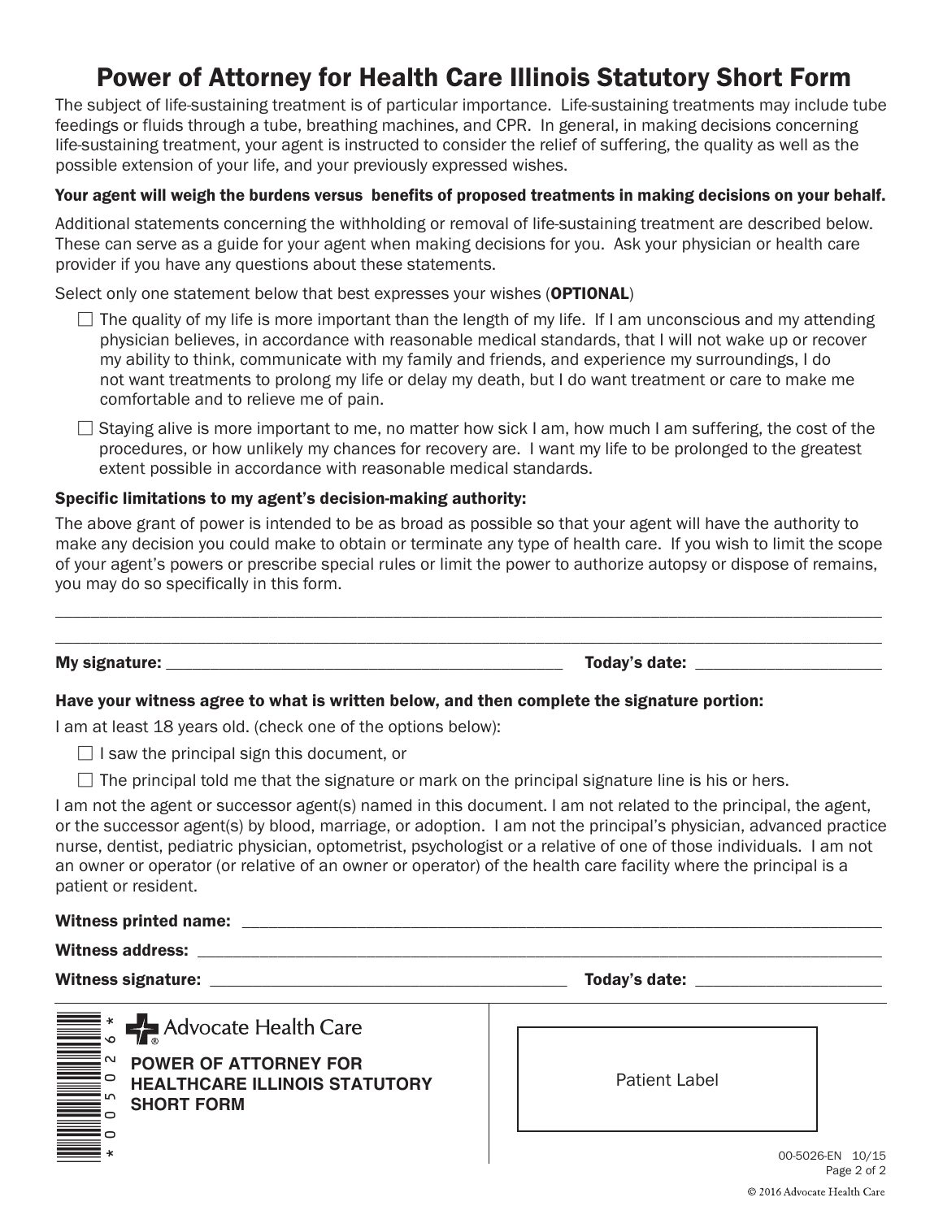# Power of Attorney for Health Care Illinois Statutory Short Form

The subject of life-sustaining treatment is of particular importance. Life-sustaining treatments may include tube feedings or fluids through a tube, breathing machines, and CPR. In general, in making decisions concerning life-sustaining treatment, your agent is instructed to consider the relief of suffering, the quality as well as the possible extension of your life, and your previously expressed wishes.

**Your agent will weigh the burdens versus benefits of proposed treatments in making decisions on your behalf.**

Additional statements concerning the withholding or removal of life-sustaining treatment are described below. These can serve as a guide for your agent when making decisions for you. Ask your physician or health care provider if you have any questions about these statements.

Select only one statement below that best expresses your wishes (**OPTIONAL**)

- ☐ The quality of my life is more important than the length of my life. If I am unconscious and my attending physician believes, in accordance with reasonable medical standards, that I will not wake up or recover my ability to think, communicate with my family and friends, and experience my surroundings, I do not want treatments to prolong my life or delay my death, but I do want treatment or care to make me comfortable and to relieve me of pain.
- ☐ Staying alive is more important to me, no matter how sick I am, how much I am suffering, the cost of the procedures, or how unlikely my chances for recovery are. I want my life to be prolonged to the greatest extent possible in accordance with reasonable medical standards.

**Specific limitations to my agent's decision-making authority:**

The above grant of power is intended to be as broad as possible so that your agent will have the authority to make any decision you could make to obtain or terminate any type of health care. If you wish to limit the scope of your agent's powers or prescribe special rules or limit the power to authorize autopsy or dispose of remains, you may do so specifically in this form.

\_\_\_\_\_\_\_\_\_\_\_\_\_\_\_\_\_\_\_\_\_\_\_\_\_\_\_\_\_\_\_\_\_\_\_\_\_\_\_\_\_\_\_\_\_\_\_\_\_\_\_\_\_\_\_\_\_\_\_\_\_\_\_\_

\_\_\_\_\_\_\_\_\_\_\_\_\_\_\_\_\_\_\_\_\_\_\_\_\_\_\_\_\_\_\_\_\_\_\_\_\_\_\_\_\_\_\_\_\_\_\_\_\_\_\_\_\_\_\_\_\_\_\_\_\_\_\_\_

**My signature:** \_\_\_\_\_\_\_\_\_\_\_\_\_\_\_\_\_\_\_\_\_\_\_\_\_\_\_\_\_\_ **Today's date:** \_\_\_\_\_\_\_\_\_\_\_\_\_\_\_\_

**Have your witness agree to what is written below, and then complete the signature portion:**

I am at least 18 years old. (check one of the options below):

- ☐ I saw the principal sign this document, or
- ☐ The principal told me that the signature or mark on the principal signature line is his or hers.

I am not the agent or successor agent(s) named in this document. I am not related to the principal, the agent, or the successor agent(s) by blood, marriage, or adoption. I am not the principal's physician, advanced practice nurse, dentist, pediatric physician, optometrist, psychologist or a relative of one of those individuals. I am not an owner or operator (or relative of an owner or operator) of the health care facility where the principal is a patient or resident.

**Witness printed name:** \_\_\_\_\_\_\_\_\_\_\_\_\_\_\_\_\_\_\_\_\_\_\_\_\_\_\_\_\_\_\_\_\_\_\_\_\_\_\_\_

**Witness address:** \_\_\_\_\_\_\_\_\_\_\_\_\_\_\_\_\_\_\_\_\_\_\_\_\_\_\_\_\_\_\_\_\_\_\_\_\_\_\_\_\_\_\_\_

**Witness signature:** \_\_\_\_\_\_\_\_\_\_\_\_\_\_\_\_\_\_\_\_\_\_\_\_\_\_\_\_ **Today's date:** \_\_\_\_\_\_\_\_\_\_\_\_\_\_\_\_

*0050026*

Advocate Health Care

**POWER OF ATTORNEY FOR HEALTHCARE ILLINOIS STATUTORY SHORT FORM**

Patient Label

00-5026-EN 10/15

© 2016 Advocate Health Care